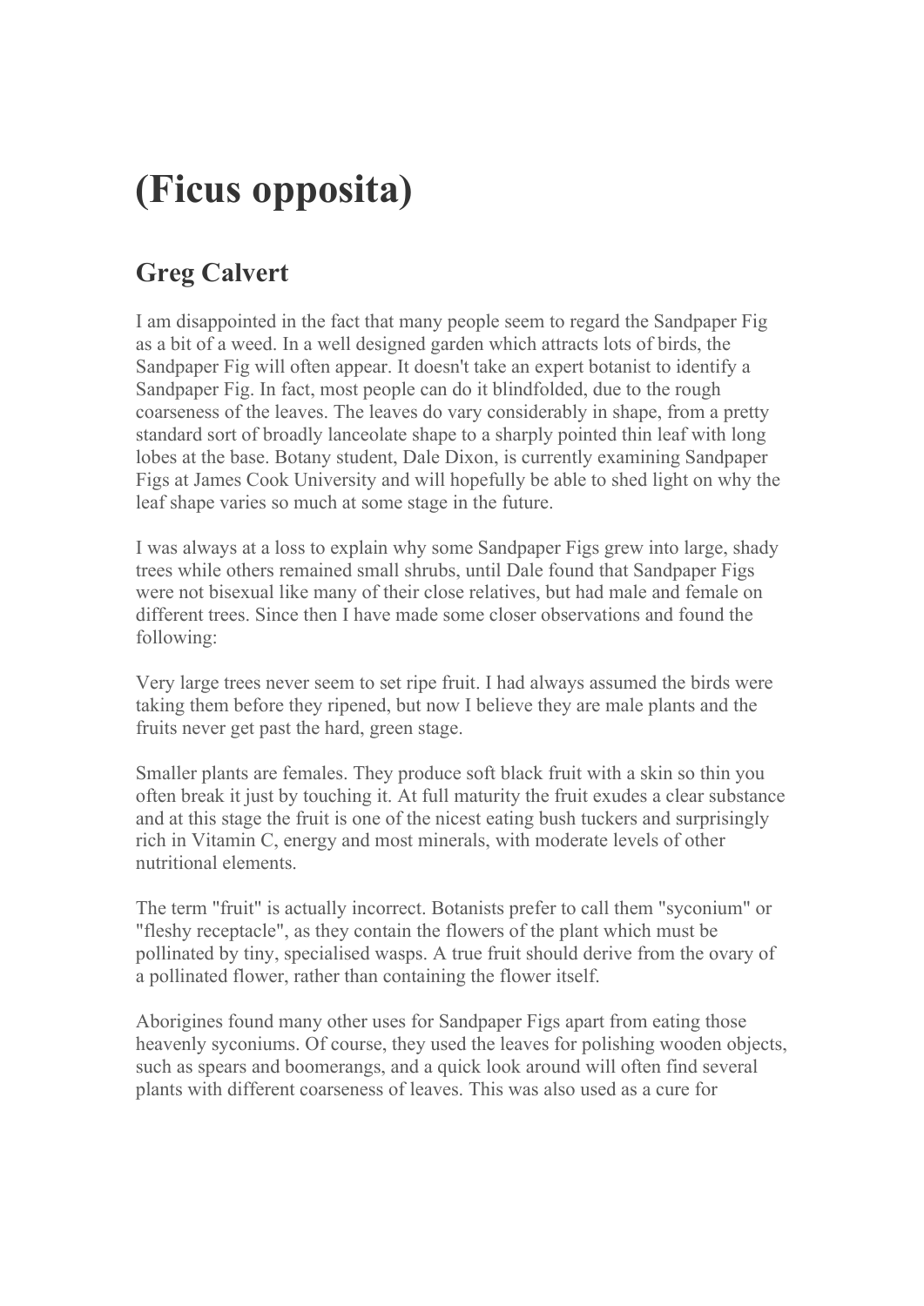# (Ficus opposita)

## Greg Calvert

I am disappointed in the fact that many people seem to regard the Sandpaper Fig as a bit of a weed. In a well designed garden which attracts lots of birds, the Sandpaper Fig will often appear. It doesn't take an expert botanist to identify a Sandpaper Fig. In fact, most people can do it blindfolded, due to the rough coarseness of the leaves. The leaves do vary considerably in shape, from a pretty standard sort of broadly lanceolate shape to a sharply pointed thin leaf with long lobes at the base. Botany student, Dale Dixon, is currently examining Sandpaper Figs at James Cook University and will hopefully be able to shed light on why the leaf shape varies so much at some stage in the future.

I was always at a loss to explain why some Sandpaper Figs grew into large, shady trees while others remained small shrubs, until Dale found that Sandpaper Figs were not bisexual like many of their close relatives, but had male and female on different trees. Since then I have made some closer observations and found the following:

Very large trees never seem to set ripe fruit. I had always assumed the birds were taking them before they ripened, but now I believe they are male plants and the fruits never get past the hard, green stage.

Smaller plants are females. They produce soft black fruit with a skin so thin you often break it just by touching it. At full maturity the fruit exudes a clear substance and at this stage the fruit is one of the nicest eating bush tuckers and surprisingly rich in Vitamin C, energy and most minerals, with moderate levels of other nutritional elements.

The term "fruit" is actually incorrect. Botanists prefer to call them "syconium" or "fleshy receptacle", as they contain the flowers of the plant which must be pollinated by tiny, specialised wasps. A true fruit should derive from the ovary of a pollinated flower, rather than containing the flower itself.

Aborigines found many other uses for Sandpaper Figs apart from eating those heavenly syconiums. Of course, they used the leaves for polishing wooden objects, such as spears and boomerangs, and a quick look around will often find several plants with different coarseness of leaves. This was also used as a cure for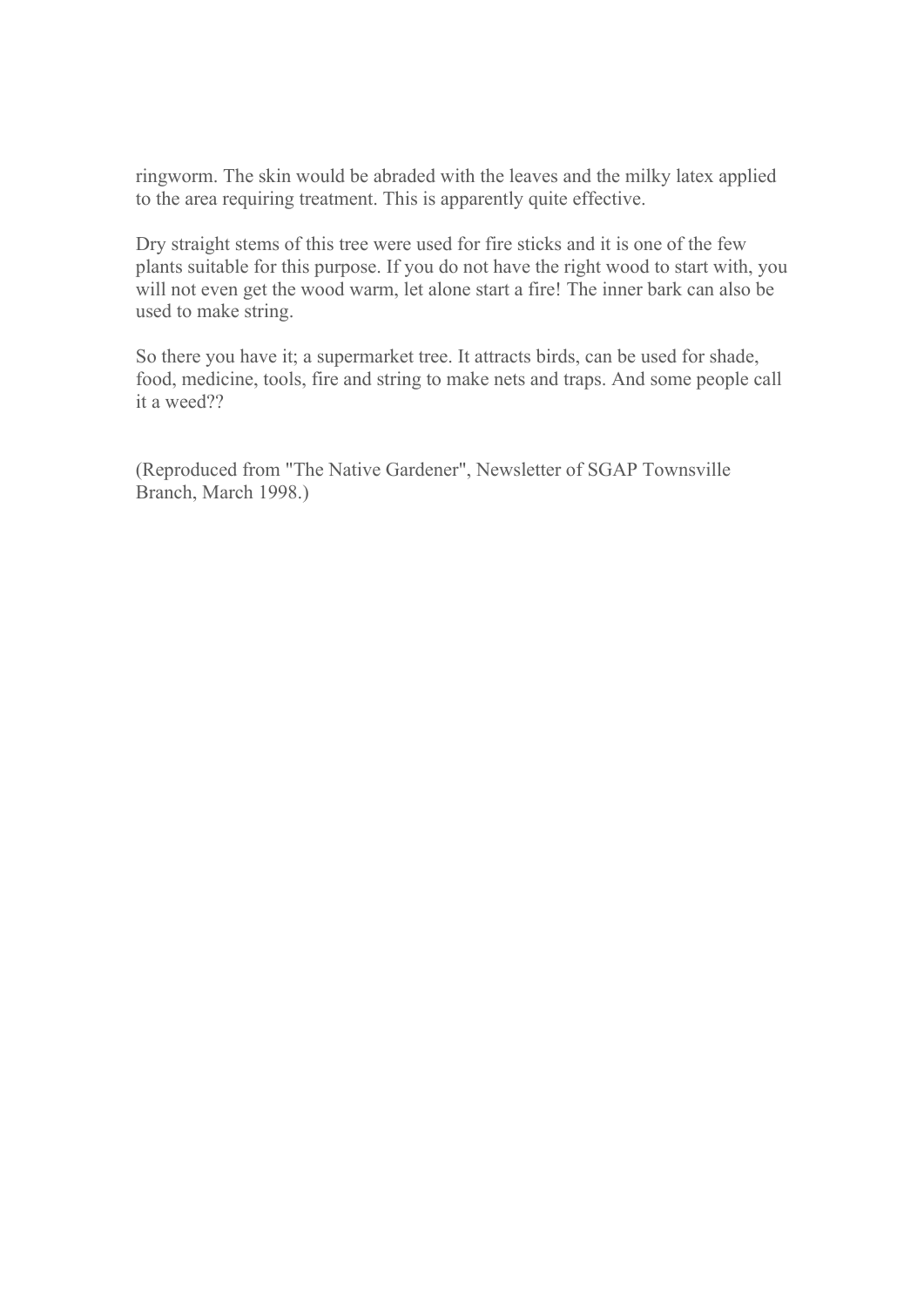ringworm. The skin would be abraded with the leaves and the milky latex applied to the area requiring treatment. This is apparently quite effective.

Dry straight stems of this tree were used for fire sticks and it is one of the few plants suitable for this purpose. If you do not have the right wood to start with, you will not even get the wood warm, let alone start a fire! The inner bark can also be used to make string.

So there you have it; a supermarket tree. It attracts birds, can be used for shade, food, medicine, tools, fire and string to make nets and traps. And some people call it a weed??

(Reproduced from "The Native Gardener", Newsletter of SGAP Townsville Branch, March 1998.)